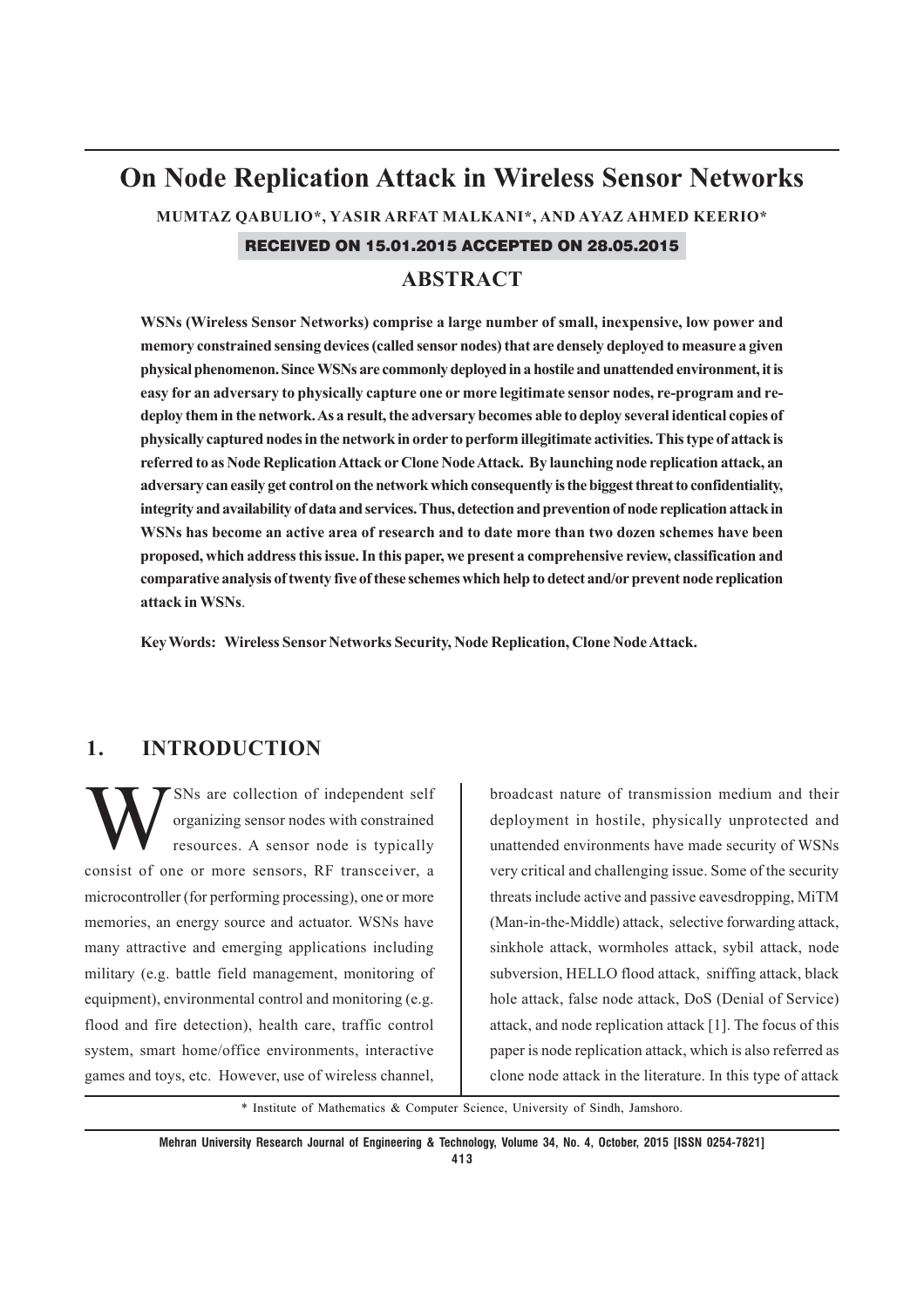# On Node Replication Attack in Wireless Sensor Networks

**MUMTAZ QABULIO*, YASIR ARFAT MALKANI*, AND AYAZ AHMED KEERIO***

**RECEIVED ON 15.01.2015 ACCEPTED ON 28.05.2015**

## ABSTRACT

**WSNs (Wireless Sensor Networks) comprise a large number of small, inexpensive, low power and memory constrained sensing devices (called sensor nodes) that are densely deployed to measure a given physical phenomenon. Since WSNs are commonly deployed in a hostile and unattended environment, it is easy for an adversary to physically capture one or more legitimate sensor nodes, re-program and re-deploy them in the network. As a result, the adversary becomes able to deploy several identical copies of physically captured nodes in the network in order to perform illegitimate activities. This type of attack is referred to as Node Replication Attack or Clone Node Attack. By launching node replication attack, an adversary can easily get control on the network which consequently is the biggest threat to confidentiality, integrity and availability of data and services. Thus, detection and prevention of node replication attack in WSNs has become an active area of research and to date more than two dozen schemes have been proposed, which address this issue. In this paper, we present a comprehensive review, classification and comparative analysis of twenty five of these schemes which help to detect and/or prevent node replication attack in WSNs**.

**Key Words: Wireless Sensor Networks Security, Node Replication, Clone Node Attack.**

## 1. INTRODUCTION

WSNs are collection of independent self organizing sensor nodes with constrained resources. A sensor node is typically consist of one or more sensors, RF transceiver, a microcontroller (for performing processing), one or more memories, an energy source and actuator. WSNs have many attractive and emerging applications including military (e.g. battle field management, monitoring of equipment), environmental control and monitoring (e.g. flood and fire detection), health care, traffic control system, smart home/office environments, interactive games and toys, etc. However, use of wireless channel, broadcast nature of transmission medium and their deployment in hostile, physically unprotected and unattended environments have made security of WSNs very critical and challenging issue. Some of the security threats include active and passive eavesdropping, MiTM (Man-in-the-Middle) attack, selective forwarding attack, sinkhole attack, wormholes attack, sybil attack, node subversion, HELLO flood attack, sniffing attack, black hole attack, false node attack, DoS (Denial of Service) attack, and node replication attack [1]. The focus of this paper is node replication attack, which is also referred as clone node attack in the literature. In this type of attack

\* Institute of Mathematics & Computer Science, University of Sindh, Jamshoro.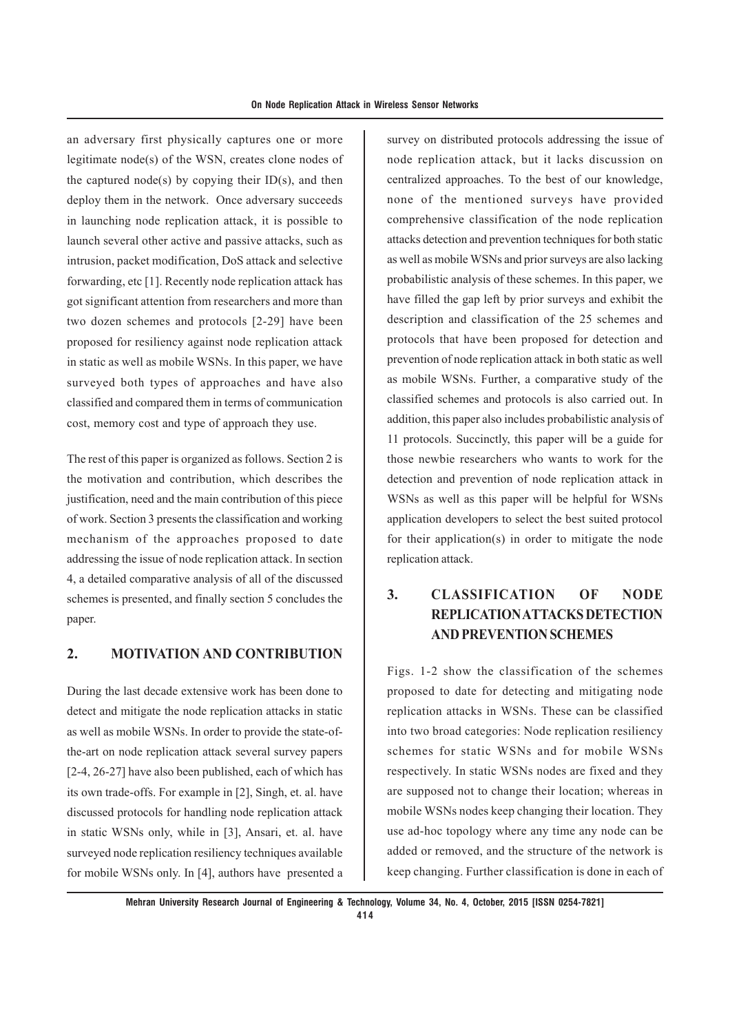an adversary first physically captures one or more legitimate node(s) of the WSN, creates clone nodes of the captured node(s) by copying their ID(s), and then deploy them in the network. Once adversary succeeds in launching node replication attack, it is possible to launch several other active and passive attacks, such as intrusion, packet modification, DoS attack and selective forwarding, etc [1]. Recently node replication attack has got significant attention from researchers and more than two dozen schemes and protocols [2-29] have been proposed for resiliency against node replication attack in static as well as mobile WSNs. In this paper, we have surveyed both types of approaches and have also classified and compared them in terms of communication cost, memory cost and type of approach they use.

The rest of this paper is organized as follows. Section 2 is the motivation and contribution, which describes the justification, need and the main contribution of this piece of work. Section 3 presents the classification and working mechanism of the approaches proposed to date addressing the issue of node replication attack. In section 4, a detailed comparative analysis of all of the discussed schemes is presented, and finally section 5 concludes the paper.

## 2. MOTIVATION AND CONTRIBUTION

During the last decade extensive work has been done to detect and mitigate the node replication attacks in static as well as mobile WSNs. In order to provide the state-of-the-art on node replication attack several survey papers [2-4, 26-27] have also been published, each of which has its own trade-offs. For example in [2], Singh, et. al. have discussed protocols for handling node replication attack in static WSNs only, while in [3], Ansari, et. al. have surveyed node replication resiliency techniques available for mobile WSNs only. In [4], authors have presented a survey on distributed protocols addressing the issue of node replication attack, but it lacks discussion on centralized approaches. To the best of our knowledge, none of the mentioned surveys have provided comprehensive classification of the node replication attacks detection and prevention techniques for both static as well as mobile WSNs and prior surveys are also lacking probabilistic analysis of these schemes. In this paper, we have filled the gap left by prior surveys and exhibit the description and classification of the 25 schemes and protocols that have been proposed for detection and prevention of node replication attack in both static as well as mobile WSNs. Further, a comparative study of the classified schemes and protocols is also carried out. In addition, this paper also includes probabilistic analysis of 11 protocols. Succinctly, this paper will be a guide for those newbie researchers who wants to work for the detection and prevention of node replication attack in WSNs as well as this paper will be helpful for WSNs application developers to select the best suited protocol for their application(s) in order to mitigate the node replication attack.

## 3. CLASSIFICATION OF NODE REPLICATION ATTACKS DETECTION AND PREVENTION SCHEMES

Figs. 1-2 show the classification of the schemes proposed to date for detecting and mitigating node replication attacks in WSNs. These can be classified into two broad categories: Node replication resiliency schemes for static WSNs and for mobile WSNs respectively. In static WSNs nodes are fixed and they are supposed not to change their location; whereas in mobile WSNs nodes keep changing their location. They use ad-hoc topology where any time any node can be added or removed, and the structure of the network is keep changing. Further classification is done in each of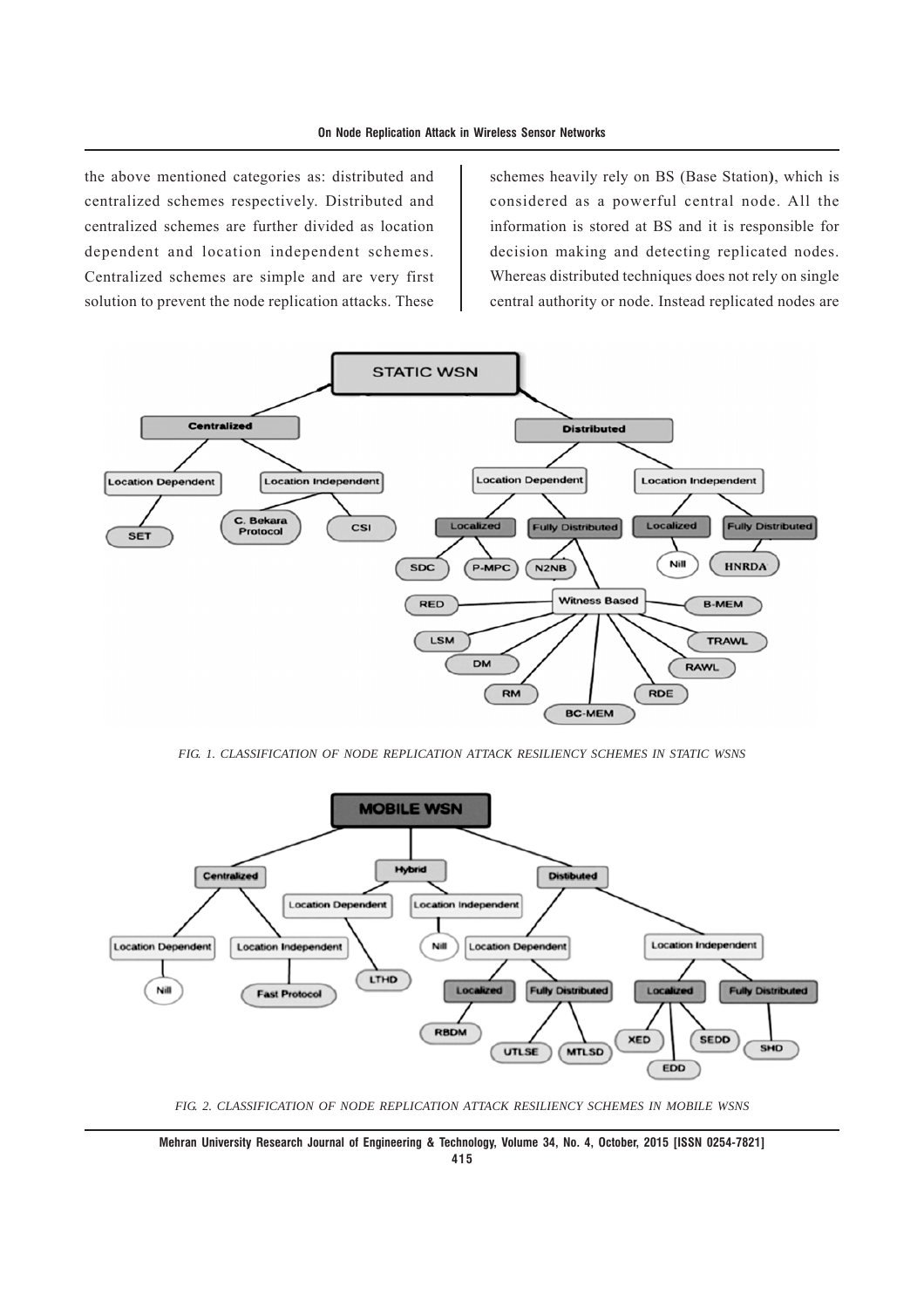the above mentioned categories as: distributed and centralized schemes respectively. Distributed and centralized schemes are further divided as location dependent and location independent schemes. Centralized schemes are simple and are very first solution to prevent the node replication attacks. These schemes heavily rely on BS (Base Station), which is considered as a powerful central node. All the information is stored at BS and it is responsible for decision making and detecting replicated nodes. Whereas distributed techniques does not rely on single central authority or node. Instead replicated nodes are

*FIG. 1. CLASSIFICATION OF NODE REPLICATION ATTACK RESILIENCY SCHEMES IN STATIC WSNS*

*FIG. 2. CLASSIFICATION OF NODE REPLICATION ATTACK RESILIENCY SCHEMES IN MOBILE WSNS*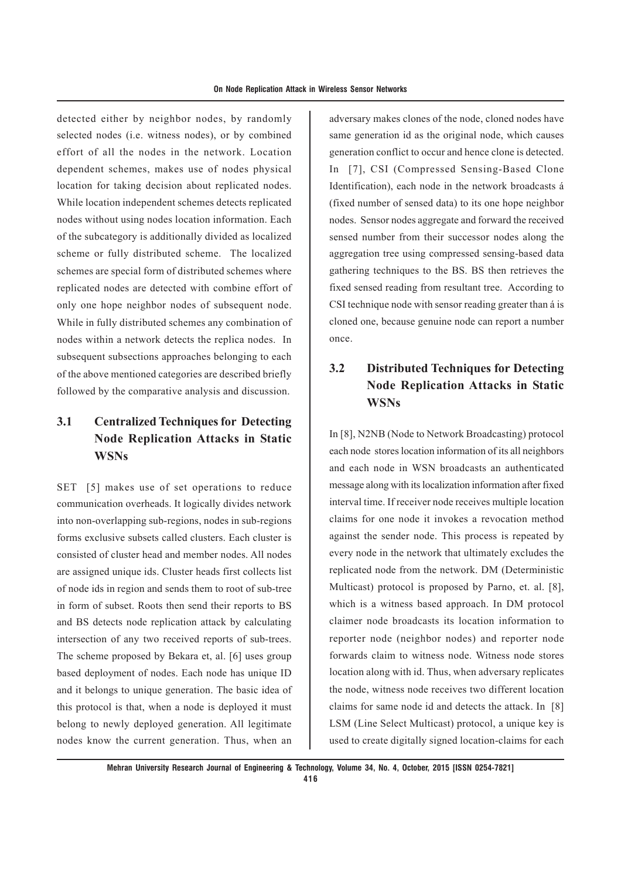detected either by neighbor nodes, by randomly selected nodes (i.e. witness nodes), or by combined effort of all the nodes in the network. Location dependent schemes, makes use of nodes physical location for taking decision about replicated nodes. While location independent schemes detects replicated nodes without using nodes location information. Each of the subcategory is additionally divided as localized scheme or fully distributed scheme. The localized schemes are special form of distributed schemes where replicated nodes are detected with combine effort of only one hope neighbor nodes of subsequent node. While in fully distributed schemes any combination of nodes within a network detects the replica nodes. In subsequent subsections approaches belonging to each of the above mentioned categories are described briefly followed by the comparative analysis and discussion.

### 3.1 Centralized Techniques for Detecting Node Replication Attacks in Static WSNs

SET [5] makes use of set operations to reduce communication overheads. It logically divides network into non-overlapping sub-regions, nodes in sub-regions forms exclusive subsets called clusters. Each cluster is consisted of cluster head and member nodes. All nodes are assigned unique ids. Cluster heads first collects list of node ids in region and sends them to root of sub-tree in form of subset. Roots then send their reports to BS and BS detects node replication attack by calculating intersection of any two received reports of sub-trees. The scheme proposed by Bekara et, al. [6] uses group based deployment of nodes. Each node has unique ID and it belongs to unique generation. The basic idea of this protocol is that, when a node is deployed it must belong to newly deployed generation. All legitimate nodes know the current generation. Thus, when an adversary makes clones of the node, cloned nodes have same generation id as the original node, which causes generation conflict to occur and hence clone is detected. In [7], CSI (Compressed Sensing-Based Clone Identification), each node in the network broadcasts á (fixed number of sensed data) to its one hope neighbor nodes. Sensor nodes aggregate and forward the received sensed number from their successor nodes along the aggregation tree using compressed sensing-based data gathering techniques to the BS. BS then retrieves the fixed sensed reading from resultant tree. According to CSI technique node with sensor reading greater than á is cloned one, because genuine node can report a number once.

### 3.2 Distributed Techniques for Detecting Node Replication Attacks in Static WSNs

In [8], N2NB (Node to Network Broadcasting) protocol each node stores location information of its all neighbors and each node in WSN broadcasts an authenticated message along with its localization information after fixed interval time. If receiver node receives multiple location claims for one node it invokes a revocation method against the sender node. This process is repeated by every node in the network that ultimately excludes the replicated node from the network. DM (Deterministic Multicast) protocol is proposed by Parno, et. al. [8], which is a witness based approach. In DM protocol claimer node broadcasts its location information to reporter node (neighbor nodes) and reporter node forwards claim to witness node. Witness node stores location along with id. Thus, when adversary replicates the node, witness node receives two different location claims for same node id and detects the attack. In [8] LSM (Line Select Multicast) protocol, a unique key is used to create digitally signed location-claims for each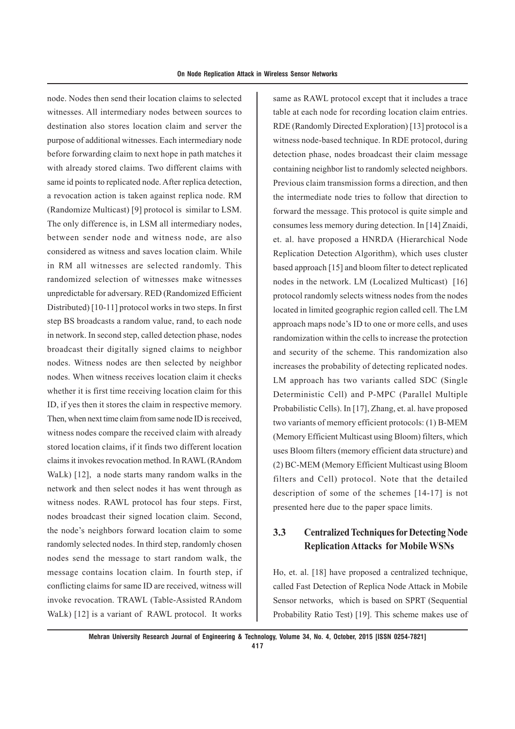node. Nodes then send their location claims to selected witnesses. All intermediary nodes between sources to destination also stores location claim and server the purpose of additional witnesses. Each intermediary node before forwarding claim to next hope in path matches it with already stored claims. Two different claims with same id points to replicated node. After replica detection, a revocation action is taken against replica node. RM (Randomize Multicast) [9] protocol is similar to LSM. The only difference is, in LSM all intermediary nodes, between sender node and witness node, are also considered as witness and saves location claim. While in RM all witnesses are selected randomly. This randomized selection of witnesses make witnesses unpredictable for adversary. RED (Randomized Efficient Distributed) [10-11] protocol works in two steps. In first step BS broadcasts a random value, rand, to each node in network. In second step, called detection phase, nodes broadcast their digitally signed claims to neighbor nodes. Witness nodes are then selected by neighbor nodes. When witness receives location claim it checks whether it is first time receiving location claim for this ID, if yes then it stores the claim in respective memory. Then, when next time claim from same node ID is received, witness nodes compare the received claim with already stored location claims, if it finds two different location claims it invokes revocation method. In RAWL (RAndom WaLk) [12], a node starts many random walks in the network and then select nodes it has went through as witness nodes. RAWL protocol has four steps. First, nodes broadcast their signed location claim. Second, the node's neighbors forward location claim to some randomly selected nodes. In third step, randomly chosen nodes send the message to start random walk, the message contains location claim. In fourth step, if conflicting claims for same ID are received, witness will invoke revocation. TRAWL (Table-Assisted RAndom WaLk) [12] is a variant of RAWL protocol. It works same as RAWL protocol except that it includes a trace table at each node for recording location claim entries. RDE (Randomly Directed Exploration) [13] protocol is a witness node-based technique. In RDE protocol, during detection phase, nodes broadcast their claim message containing neighbor list to randomly selected neighbors. Previous claim transmission forms a direction, and then the intermediate node tries to follow that direction to forward the message. This protocol is quite simple and consumes less memory during detection. In [14] Znaidi, et. al. have proposed a HNRDA (Hierarchical Node Replication Detection Algorithm), which uses cluster based approach [15] and bloom filter to detect replicated nodes in the network. LM (Localized Multicast) [16] protocol randomly selects witness nodes from the nodes located in limited geographic region called cell. The LM approach maps node's ID to one or more cells, and uses randomization within the cells to increase the protection and security of the scheme. This randomization also increases the probability of detecting replicated nodes. LM approach has two variants called SDC (Single Deterministic Cell) and P-MPC (Parallel Multiple Probabilistic Cells). In [17], Zhang, et. al. have proposed two variants of memory efficient protocols: (1) B-MEM (Memory Efficient Multicast using Bloom) filters, which uses Bloom filters (memory efficient data structure) and (2) BC-MEM (Memory Efficient Multicast using Bloom filters and Cell) protocol. Note that the detailed description of some of the schemes [14-17] is not presented here due to the paper space limits.

### 3.3 Centralized Techniques for Detecting Node Replication Attacks for Mobile WSNs

Ho, et. al. [18] have proposed a centralized technique, called Fast Detection of Replica Node Attack in Mobile Sensor networks, which is based on SPRT (Sequential Probability Ratio Test) [19]. This scheme makes use of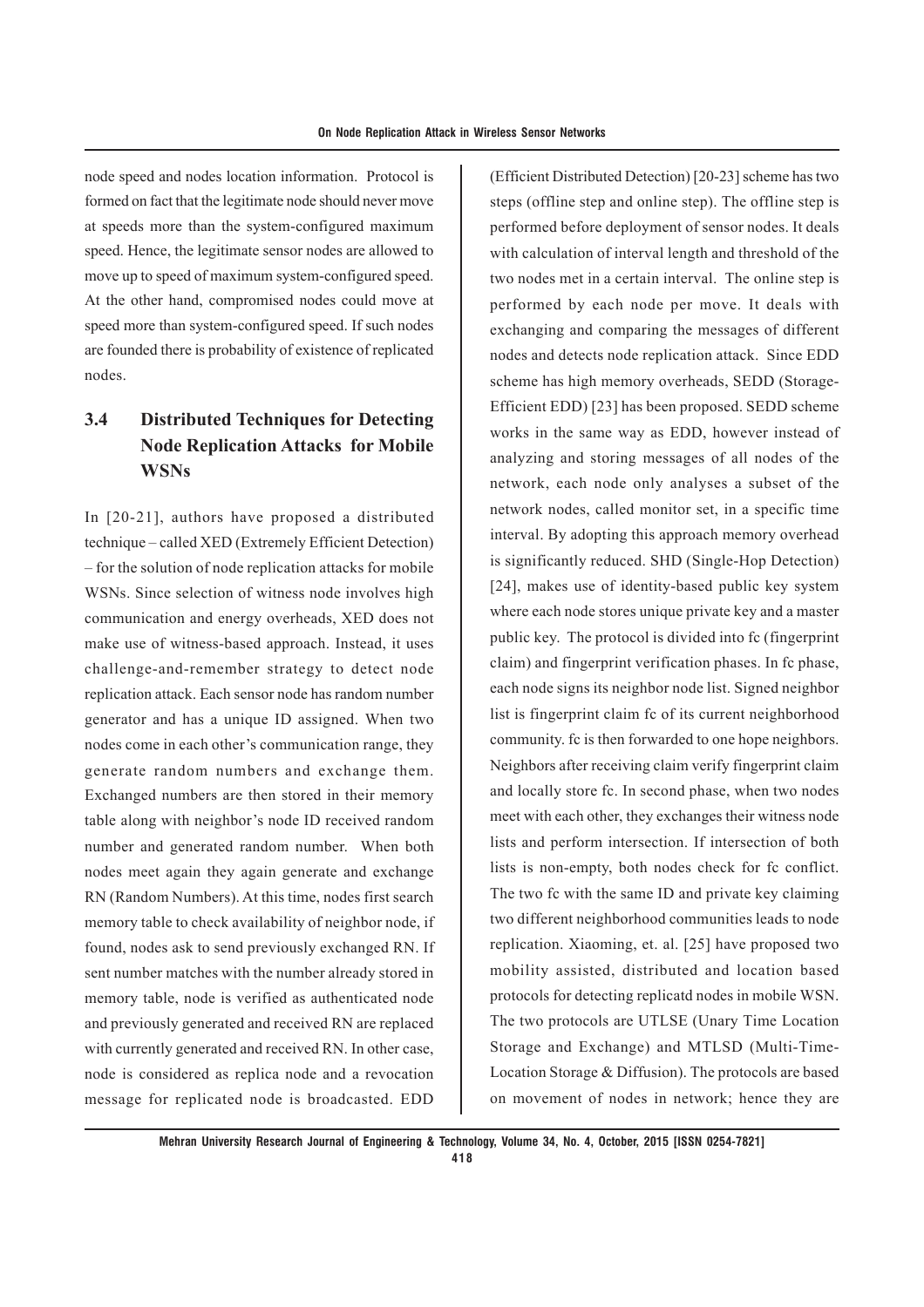node speed and nodes location information. Protocol is formed on fact that the legitimate node should never move at speeds more than the system-configured maximum speed. Hence, the legitimate sensor nodes are allowed to move up to speed of maximum system-configured speed. At the other hand, compromised nodes could move at speed more than system-configured speed. If such nodes are founded there is probability of existence of replicated nodes.

### 3.4 Distributed Techniques for Detecting Node Replication Attacks for Mobile WSNs

In [20-21], authors have proposed a distributed technique – called XED (Extremely Efficient Detection) – for the solution of node replication attacks for mobile WSNs. Since selection of witness node involves high communication and energy overheads, XED does not make use of witness-based approach. Instead, it uses challenge-and-remember strategy to detect node replication attack. Each sensor node has random number generator and has a unique ID assigned. When two nodes come in each other's communication range, they generate random numbers and exchange them. Exchanged numbers are then stored in their memory table along with neighbor's node ID received random number and generated random number. When both nodes meet again they again generate and exchange RN (Random Numbers). At this time, nodes first search memory table to check availability of neighbor node, if found, nodes ask to send previously exchanged RN. If sent number matches with the number already stored in memory table, node is verified as authenticated node and previously generated and received RN are replaced with currently generated and received RN. In other case, node is considered as replica node and a revocation message for replicated node is broadcasted. EDD (Efficient Distributed Detection) [20-23] scheme has two steps (offline step and online step). The offline step is performed before deployment of sensor nodes. It deals with calculation of interval length and threshold of the two nodes met in a certain interval. The online step is performed by each node per move. It deals with exchanging and comparing the messages of different nodes and detects node replication attack. Since EDD scheme has high memory overheads, SEDD (Storage-Efficient EDD) [23] has been proposed. SEDD scheme works in the same way as EDD, however instead of analyzing and storing messages of all nodes of the network, each node only analyses a subset of the network nodes, called monitor set, in a specific time interval. By adopting this approach memory overhead is significantly reduced. SHD (Single-Hop Detection) [24], makes use of identity-based public key system where each node stores unique private key and a master public key. The protocol is divided into fc (fingerprint claim) and fingerprint verification phases. In fc phase, each node signs its neighbor node list. Signed neighbor list is fingerprint claim fc of its current neighborhood community. fc is then forwarded to one hope neighbors. Neighbors after receiving claim verify fingerprint claim and locally store fc. In second phase, when two nodes meet with each other, they exchanges their witness node lists and perform intersection. If intersection of both lists is non-empty, both nodes check for fc conflict. The two fc with the same ID and private key claiming two different neighborhood communities leads to node replication. Xiaoming, et. al. [25] have proposed two mobility assisted, distributed and location based protocols for detecting replicatd nodes in mobile WSN. The two protocols are UTLSE (Unary Time Location Storage and Exchange) and MTLSD (Multi-Time-Location Storage & Diffusion). The protocols are based on movement of nodes in network; hence they are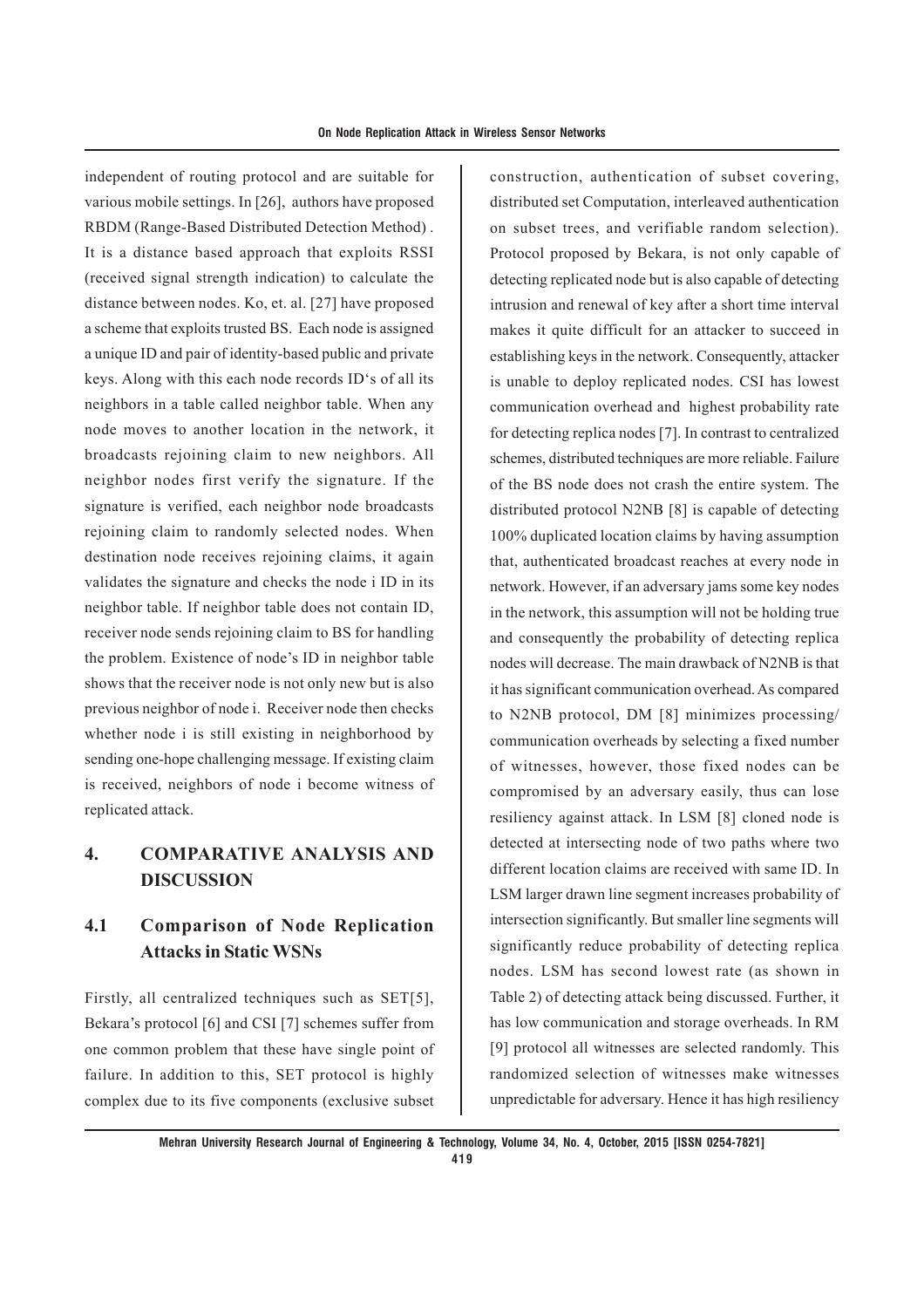independent of routing protocol and are suitable for various mobile settings. In [26], authors have proposed RBDM (Range-Based Distributed Detection Method) . It is a distance based approach that exploits RSSI (received signal strength indication) to calculate the distance between nodes. Ko, et. al. [27] have proposed a scheme that exploits trusted BS. Each node is assigned a unique ID and pair of identity-based public and private keys. Along with this each node records ID's of all its neighbors in a table called neighbor table. When any node moves to another location in the network, it broadcasts rejoining claim to new neighbors. All neighbor nodes first verify the signature. If the signature is verified, each neighbor node broadcasts rejoining claim to randomly selected nodes. When destination node receives rejoining claims, it again validates the signature and checks the node i ID in its neighbor table. If neighbor table does not contain ID, receiver node sends rejoining claim to BS for handling the problem. Existence of node's ID in neighbor table shows that the receiver node is not only new but is also previous neighbor of node i. Receiver node then checks whether node i is still existing in neighborhood by sending one-hope challenging message. If existing claim is received, neighbors of node i become witness of replicated attack.

## 4. COMPARATIVE ANALYSIS AND DISCUSSION

### 4.1 Comparison of Node Replication Attacks in Static WSNs

Firstly, all centralized techniques such as SET[5], Bekara's protocol [6] and CSI [7] schemes suffer from one common problem that these have single point of failure. In addition to this, SET protocol is highly complex due to its five components (exclusive subset construction, authentication of subset covering, distributed set Computation, interleaved authentication on subset trees, and verifiable random selection). Protocol proposed by Bekara, is not only capable of detecting replicated node but is also capable of detecting intrusion and renewal of key after a short time interval makes it quite difficult for an attacker to succeed in establishing keys in the network. Consequently, attacker is unable to deploy replicated nodes. CSI has lowest communication overhead and highest probability rate for detecting replica nodes [7]. In contrast to centralized schemes, distributed techniques are more reliable. Failure of the BS node does not crash the entire system. The distributed protocol N2NB [8] is capable of detecting 100% duplicated location claims by having assumption that, authenticated broadcast reaches at every node in network. However, if an adversary jams some key nodes in the network, this assumption will not be holding true and consequently the probability of detecting replica nodes will decrease. The main drawback of N2NB is that it has significant communication overhead. As compared to N2NB protocol, DM [8] minimizes processing/ communication overheads by selecting a fixed number of witnesses, however, those fixed nodes can be compromised by an adversary easily, thus can lose resiliency against attack. In LSM [8] cloned node is detected at intersecting node of two paths where two different location claims are received with same ID. In LSM larger drawn line segment increases probability of intersection significantly. But smaller line segments will significantly reduce probability of detecting replica nodes. LSM has second lowest rate (as shown in Table 2) of detecting attack being discussed. Further, it has low communication and storage overheads. In RM [9] protocol all witnesses are selected randomly. This randomized selection of witnesses make witnesses unpredictable for adversary. Hence it has high resiliency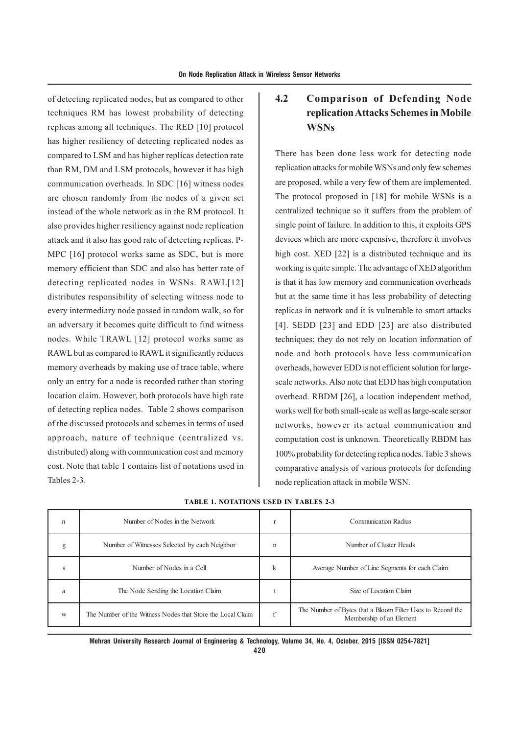of detecting replicated nodes, but as compared to other techniques RM has lowest probability of detecting replicas among all techniques. The RED [10] protocol has higher resiliency of detecting replicated nodes as compared to LSM and has higher replicas detection rate than RM, DM and LSM protocols, however it has high communication overheads. In SDC [16] witness nodes are chosen randomly from the nodes of a given set instead of the whole network as in the RM protocol. It also provides higher resiliency against node replication attack and it also has good rate of detecting replicas. P-MPC [16] protocol works same as SDC, but is more memory efficient than SDC and also has better rate of detecting replicated nodes in WSNs. RAWL[12] distributes responsibility of selecting witness node to every intermediary node passed in random walk, so for an adversary it becomes quite difficult to find witness nodes. While TRAWL [12] protocol works same as RAWL but as compared to RAWL it significantly reduces memory overheads by making use of trace table, where only an entry for a node is recorded rather than storing location claim. However, both protocols have high rate of detecting replica nodes. Table 2 shows comparison of the discussed protocols and schemes in terms of used approach, nature of technique (centralized vs. distributed) along with communication cost and memory cost. Note that table 1 contains list of notations used in Tables 2-3.

## 4.2 Comparison of Defending Node replication Attacks Schemes in Mobile WSNs

There has been done less work for detecting node replication attacks for mobile WSNs and only few schemes are proposed, while a very few of them are implemented. The protocol proposed in [18] for mobile WSNs is a centralized technique so it suffers from the problem of single point of failure. In addition to this, it exploits GPS devices which are more expensive, therefore it involves high cost. XED [22] is a distributed technique and its working is quite simple. The advantage of XED algorithm is that it has low memory and communication overheads but at the same time it has less probability of detecting replicas in network and it is vulnerable to smart attacks [4]. SEDD [23] and EDD [23] are also distributed techniques; they do not rely on location information of node and both protocols have less communication overheads, however EDD is not efficient solution for large-scale networks. Also note that EDD has high computation overhead. RBDM [26], a location independent method, works well for both small-scale as well as large-scale sensor networks, however its actual communication and computation cost is unknown. Theoretically RBDM has 100% probability for detecting replica nodes. Table 3 shows comparative analysis of various protocols for defending node replication attack in mobile WSN.

**TABLE 1. NOTATIONS USED IN TABLES 2-3**

| | | | |
|---|---|---|---|
| n | Number of Nodes in the Network | r | Communication Radius |
| g | Number of Witnesses Selected by each Neighbor | n | Number of Cluster Heads |
| s | Number of Nodes in a Cell | k | Average Number of Line Segments for each Claim |
| a | The Node Sending the Location Claim | t | Size of Location Claim |
| w | The Number of the Witness Nodes that Store the Local Claim | t' | The Number of Bytes that a Bloom Filter Uses to Record the Membership of an Element |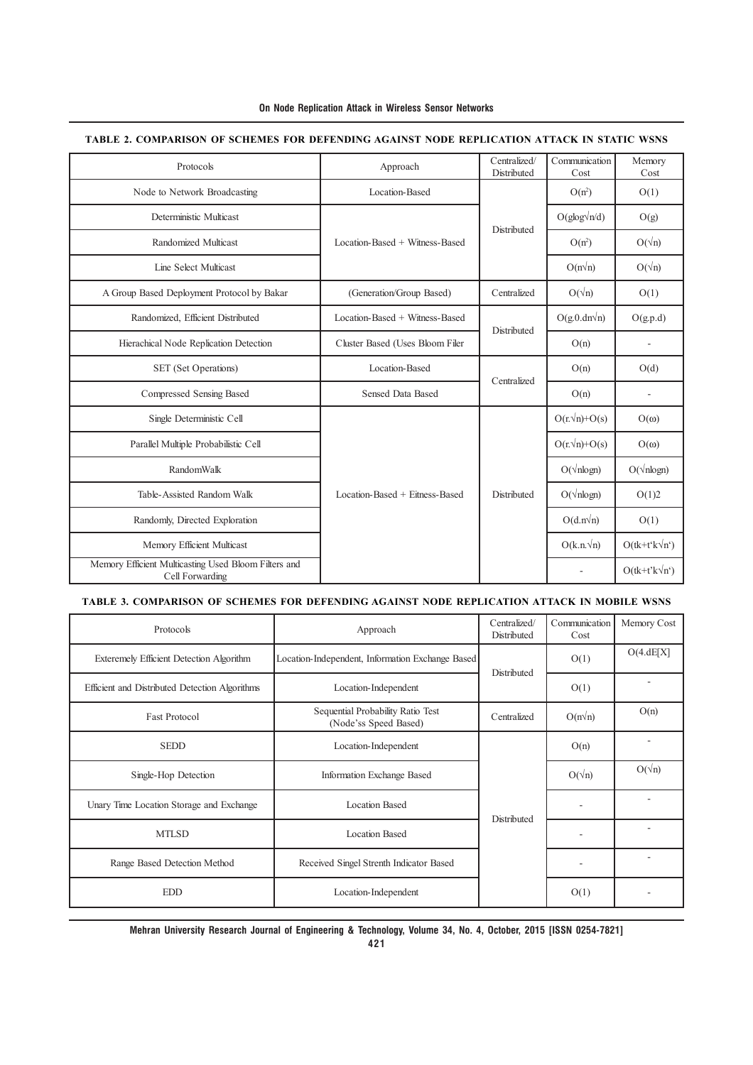**TABLE 2. COMPARISON OF SCHEMES FOR DEFENDING AGAINST NODE REPLICATION ATTACK IN STATIC WSNS**

| Protocols | Approach | Centralized/ Distributed | Communication Cost | Memory Cost |
|---|---|---|---|---|
| Node to Network Broadcasting | Location-Based | Distributed | $O(n^2)$ | O(1) |
| Deterministic Multicast | Location-Based + Witness-Based | | $O(g\log\sqrt{n}/d)$ | O(g) |
| Randomized Multicast | | | $O(n^2)$ | $O(\sqrt{n})$ |
| Line Select Multicast | | | $O(n\sqrt{n})$ | $O(\sqrt{n})$ |
| A Group Based Deployment Protocol by Bakar | (Generation/Group Based) | Centralized | $O(\sqrt{n})$ | O(1) |
| Randomized, Efficient Distributed | Location-Based + Witness-Based | Distributed | $O(g.0.dn\sqrt{n})$ | O(g.p.d) |
| Hierachical Node Replication Detection | Cluster Based (Uses Bloom Filer | | O(n) | - |
| SET (Set Operations) | Location-Based | Centralized | O(n) | O(d) |
| Compressed Sensing Based | Sensed Data Based | | O(n) | - |
| Single Deterministic Cell | Location-Based + Eitness-Based | Distributed | $O(r.\sqrt{n})+O(s)$ | $O(\omega)$ |
| Parallel Multiple Probabilistic Cell | | | $O(r.\sqrt{n})+O(s)$ | $O(\omega)$ |
| RandomWalk | | | $O(\sqrt{n}\log n)$ | $O(\sqrt{n}\log n)$ |
| Table-Assisted Random Walk | | | $O(\sqrt{n}\log n)$ | O(1)2 |
| Randomly, Directed Exploration | | | $O(d.n\sqrt{n})$ | O(1) |
| Memory Efficient Multicast | | | $O(k.n.\sqrt{n})$ | $O(tk+t'k\sqrt{n'})$ |
| Memory Efficient Multicasting Used Bloom Filters and Cell Forwarding | | | - | $O(tk+t'k\sqrt{n'})$ |

**TABLE 3. COMPARISON OF SCHEMES FOR DEFENDING AGAINST NODE REPLICATION ATTACK IN MOBILE WSNS**

| Protocols | Approach | Centralized/ Distributed | Communication Cost | Memory Cost |
|---|---|---|---|---|
| Exteremely Efficient Detection Algorithm | Location-Independent, Information Exchange Based | Distributed | O(1) | O(4.dE[X] |
| Efficient and Distributed Detection Algorithms | Location-Independent | | O(1) | - |
| Fast Protocol | Sequential Probability Ratio Test (Node'ss Speed Based) | Centralized | $O(n\sqrt{n})$ | O(n) |
| SEDD | Location-Independent | Distributed | O(n) | - |
| Single-Hop Detection | Information Exchange Based | | $O(\sqrt{n})$ | $O(\sqrt{n})$ |
| Unary Time Location Storage and Exchange | Location Based | | - | - |
| MTLSD | Location Based | | - | - |
| Range Based Detection Method | Received Singel Strenth Indicator Based | | - | - |
| EDD | Location-Independent | | O(1) | - |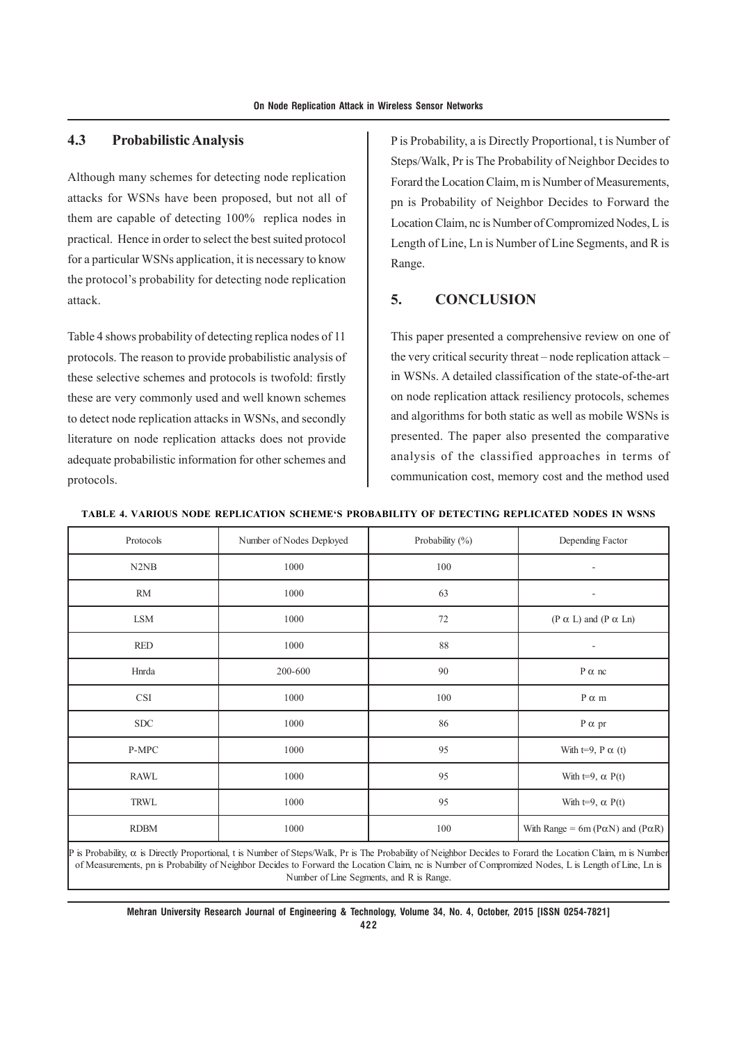### 4.3 Probabilistic Analysis

Although many schemes for detecting node replication attacks for WSNs have been proposed, but not all of them are capable of detecting 100% replica nodes in practical. Hence in order to select the best suited protocol for a particular WSNs application, it is necessary to know the protocol's probability for detecting node replication attack.

Table 4 shows probability of detecting replica nodes of 11 protocols. The reason to provide probabilistic analysis of these selective schemes and protocols is twofold: firstly these are very commonly used and well known schemes to detect node replication attacks in WSNs, and secondly literature on node replication attacks does not provide adequate probabilistic information for other schemes and protocols.

P is Probability, a is Directly Proportional, t is Number of Steps/Walk, Pr is The Probability of Neighbor Decides to Forard the Location Claim, m is Number of Measurements, pn is Probability of Neighbor Decides to Forward the Location Claim, nc is Number of Compromized Nodes, L is Length of Line, Ln is Number of Line Segments, and R is Range.

## 5. CONCLUSION

This paper presented a comprehensive review on one of the very critical security threat – node replication attack – in WSNs. A detailed classification of the state-of-the-art on node replication attack resiliency protocols, schemes and algorithms for both static as well as mobile WSNs is presented. The paper also presented the comparative analysis of the classified approaches in terms of communication cost, memory cost and the method used

**TABLE 4. VARIOUS NODE REPLICATION SCHEME'S PROBABILITY OF DETECTING REPLICATED NODES IN WSNS**

| Protocols | Number of Nodes Deployed | Probability (%) | Depending Factor |
|---|---|---|---|
| N2NB | 1000 | 100 | - |
| RM | 1000 | 63 | - |
| LSM | 1000 | 72 | ($P \alpha L$) and ($P \alpha Ln$) |
| RED | 1000 | 88 | - |
| Hnrda | 200-600 | 90 | $P \alpha nc$ |
| CSI | 1000 | 100 | $P \alpha m$ |
| SDC | 1000 | 86 | $P \alpha pr$ |
| P-MPC | 1000 | 95 | With t=9, $P \alpha (t)$ |
| RAWL | 1000 | 95 | With t=9, $\alpha P(t)$ |
| TRWL | 1000 | 95 | With t=9, $\alpha P(t)$ |
| RDBM | 1000 | 100 | With Range = 6m ($P\alpha N$) and ($P\alpha R$) |

P is Probability, $\alpha$ is Directly Proportional, t is Number of Steps/Walk, Pr is The Probability of Neighbor Decides to Forard the Location Claim, m is Number of Measurements, pn is Probability of Neighbor Decides to Forward the Location Claim, nc is Number of Compromized Nodes, L is Length of Line, Ln is Number of Line Segments, and R is Range.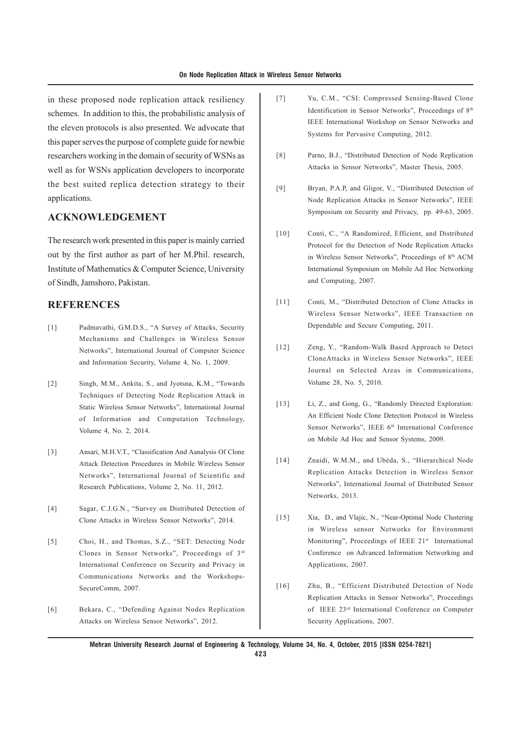in these proposed node replication attack resiliency schemes. In addition to this, the probabilistic analysis of the eleven protocols is also presented. We advocate that this paper serves the purpose of complete guide for newbie researchers working in the domain of security of WSNs as well as for WSNs application developers to incorporate the best suited replica detection strategy to their applications.

## ACKNOWLEDGEMENT

The research work presented in this paper is mainly carried out by the first author as part of her M.Phil. research, Institute of Mathematics & Computer Science, University of Sindh, Jamshoro, Pakistan.

## REFERENCES

[1] Padmavathi, G.M.D.S., "A Survey of Attacks, Security Mechanisms and Challenges in Wireless Sensor Networks", International Journal of Computer Science and Information Security, Volume 4, No. 1, 2009.

[2] Singh, M.M., Ankita, S., and Jyotsna, K.M., "Towards Techniques of Detecting Node Replication Attack in Static Wireless Sensor Networks", International Journal of Information and Computation Technology, Volume 4, No. 2, 2014.

[3] Ansari, M.H.V.T., "Classification And Aanalysis Of Clone Attack Detection Procedures in Mobile Wireless Sensor Networks", International Journal of Scientific and Research Publications, Volume 2, No. 11, 2012.

[4] Sagar, C.J.G.N., "Survey on Distributed Detection of Clone Attacks in Wireless Sensor Networks", 2014.

[5] Choi, H., and Thomas, S.Z., "SET: Detecting Node Clones in Sensor Networks", Proceedings of 3rd International Conference on Security and Privacy in Communications Networks and the Workshops-SecureComm, 2007.

[6] Bekara, C., "Defending Against Nodes Replication Attacks on Wireless Sensor Networks", 2012.

[7] Yu, C.M., "CSI: Compressed Sensing-Based Clone Identification in Sensor Networks", Proceedings of 8th IEEE International Workshop on Sensor Networks and Systems for Pervasive Computing, 2012.

[8] Parno, B.J., "Distributed Detection of Node Replication Attacks in Sensor Networks", Master Thesis, 2005.

[9] Bryan, P.A.P, and Gligor, V., "Distributed Detection of Node Replication Attacks in Sensor Networks", IEEE Symposium on Security and Privacy, pp. 49-63, 2005.

[10] Conti, C., "A Randomized, Efficient, and Distributed Protocol for the Detection of Node Replication Attacks in Wireless Sensor Networks", Proceedings of 8th ACM International Symposium on Mobile Ad Hoc Networking and Computing, 2007.

[11] Conti, M., "Distributed Detection of Clone Attacks in Wireless Sensor Networks", IEEE Transaction on Dependable and Secure Computing, 2011.

[12] Zeng, Y., "Random-Walk Based Approach to Detect CloneAttacks in Wireless Sensor Networks", IEEE Journal on Selected Areas in Communications, Volume 28, No. 5, 2010.

[13] Li, Z., and Gong, G., "Randomly Directed Exploration: An Efficient Node Clone Detection Protocol in Wireless Sensor Networks", IEEE 6th International Conference on Mobile Ad Hoc and Sensor Systems, 2009.

[14] Znaidi, W.M.M., and Ubéda, S., "Hierarchical Node Replication Attacks Detection in Wireless Sensor Networks", International Journal of Distributed Sensor Networks, 2013.

[15] Xia, D., and Vlajic, N., "Near-Optimal Node Clustering in Wireless sensor Networks for Environment Monitoring", Proceedings of IEEE 21st International Conference on Advanced Information Networking and Applications, 2007.

[16] Zhu, B., "Efficient Distributed Detection of Node Replication Attacks in Sensor Networks", Proceedings of IEEE 23rd International Conference on Computer Security Applications, 2007.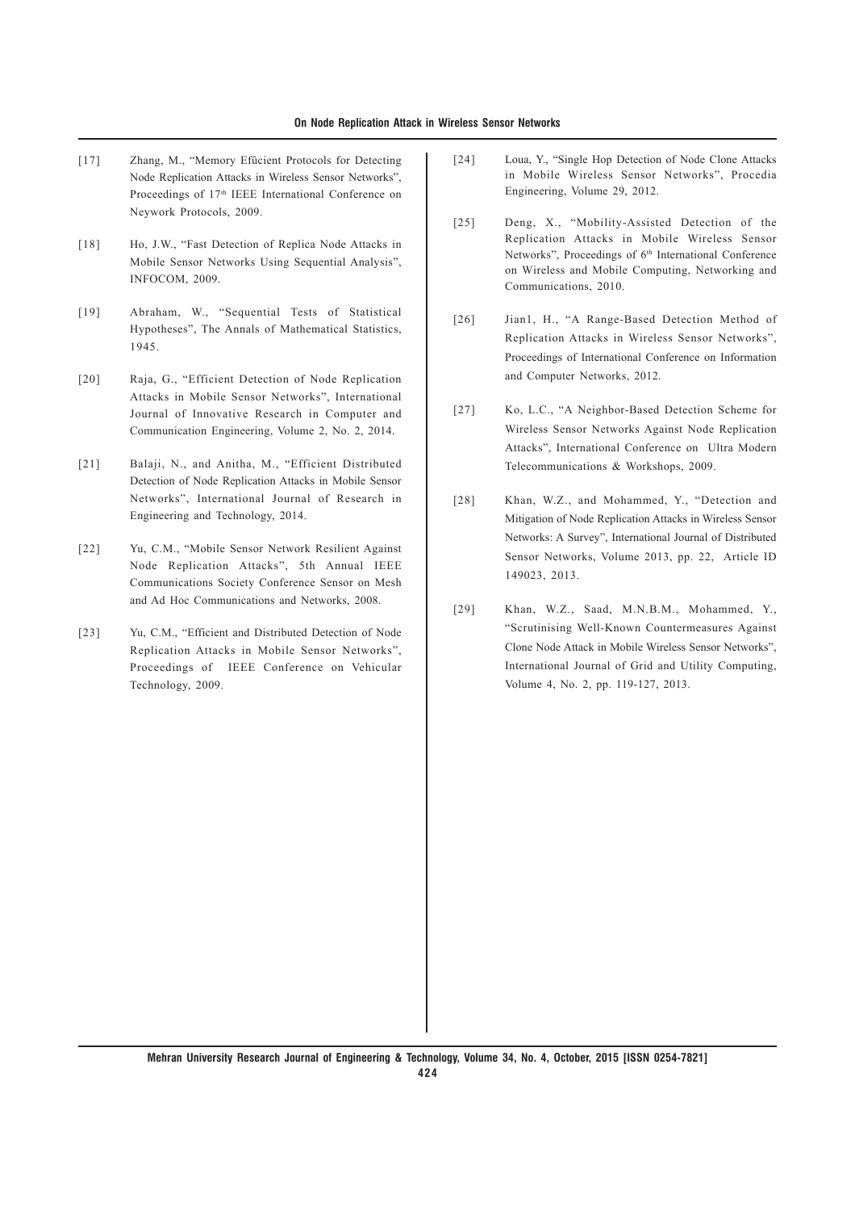[17] Zhang, M., "Memory Efficient Protocols for Detecting Node Replication Attacks in Wireless Sensor Networks", Proceedings of 17th IEEE International Conference on Neywork Protocols, 2009.

[18] Ho, J.W., "Fast Detection of Replica Node Attacks in Mobile Sensor Networks Using Sequential Analysis", INFOCOM, 2009.

[19] Abraham, W., "Sequential Tests of Statistical Hypotheses", The Annals of Mathematical Statistics, 1945.

[20] Raja, G., "Efficient Detection of Node Replication Attacks in Mobile Sensor Networks", International Journal of Innovative Research in Computer and Communication Engineering, Volume 2, No. 2, 2014.

[21] Balaji, N., and Anitha, M., "Efficient Distributed Detection of Node Replication Attacks in Mobile Sensor Networks", International Journal of Research in Engineering and Technology, 2014.

[22] Yu, C.M., "Mobile Sensor Network Resilient Against Node Replication Attacks", 5th Annual IEEE Communications Society Conference Sensor on Mesh and Ad Hoc Communications and Networks, 2008.

[23] Yu, C.M., "Efficient and Distributed Detection of Node Replication Attacks in Mobile Sensor Networks", Proceedings of IEEE Conference on Vehicular Technology, 2009.

[24] Loua, Y., "Single Hop Detection of Node Clone Attacks in Mobile Wireless Sensor Networks", Procedia Engineering, Volume 29, 2012.

[25] Deng, X., "Mobility-Assisted Detection of the Replication Attacks in Mobile Wireless Sensor Networks", Proceedings of 6th International Conference on Wireless and Mobile Computing, Networking and Communications, 2010.

[26] Jian1, H., "A Range-Based Detection Method of Replication Attacks in Wireless Sensor Networks", Proceedings of International Conference on Information and Computer Networks, 2012.

[27] Ko, L.C., "A Neighbor-Based Detection Scheme for Wireless Sensor Networks Against Node Replication Attacks", International Conference on Ultra Modern Telecommunications & Workshops, 2009.

[28] Khan, W.Z., and Mohammed, Y., "Detection and Mitigation of Node Replication Attacks in Wireless Sensor Networks: A Survey", International Journal of Distributed Sensor Networks, Volume 2013, pp. 22, Article ID 149023, 2013.

[29] Khan, W.Z., Saad, M.N.B.M., Mohammed, Y., "Scrutinising Well-Known Countermeasures Against Clone Node Attack in Mobile Wireless Sensor Networks", International Journal of Grid and Utility Computing, Volume 4, No. 2, pp. 119-127, 2013.